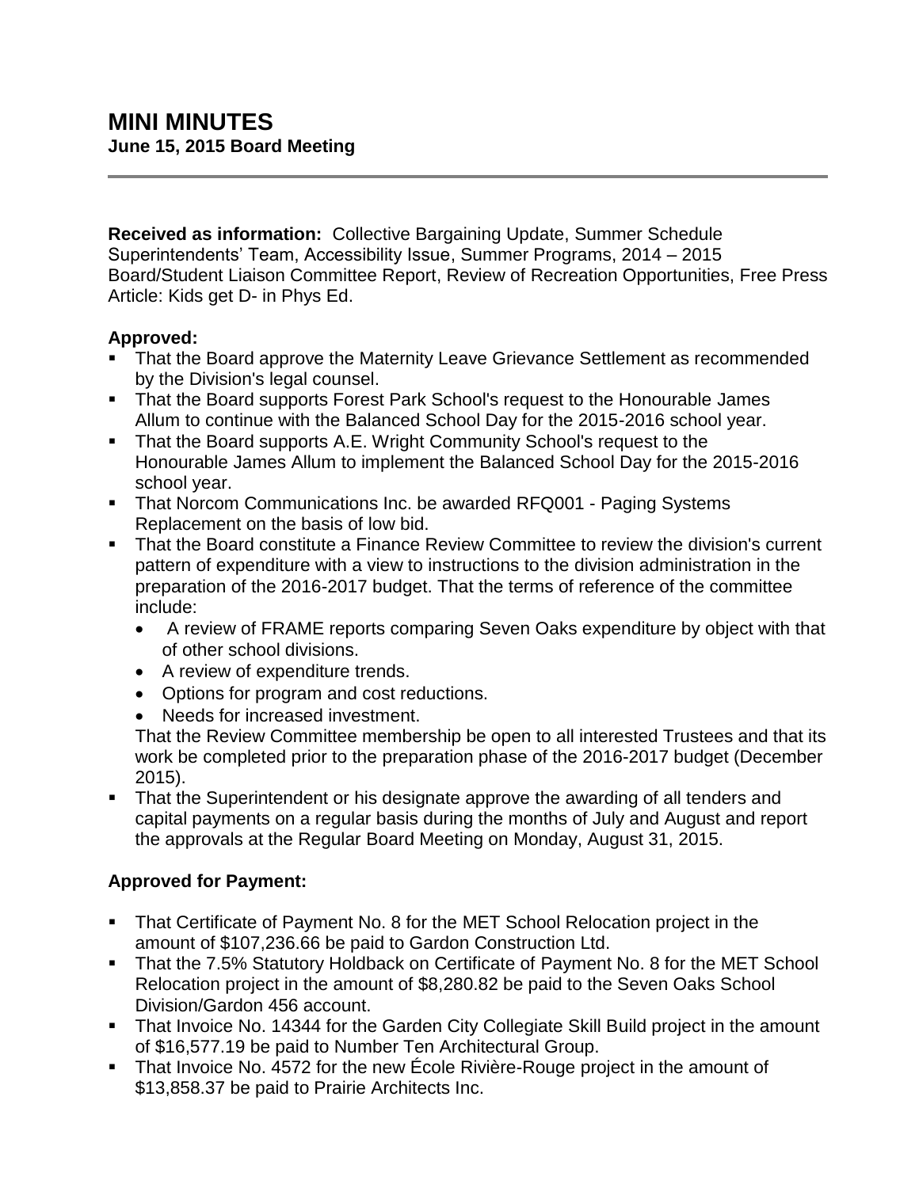# MINI MINUTES

**June 15, 2015 Board Meeting**

---

**Received as information:** Collective Bargaining Update, Summer Schedule Superintendents' Team, Accessibility Issue, Summer Programs, 2014 – 2015 Board/Student Liaison Committee Report, Review of Recreation Opportunities, Free Press Article: Kids get D- in Phys Ed.

**Approved:**

- That the Board approve the Maternity Leave Grievance Settlement as recommended by the Division's legal counsel.
- That the Board supports Forest Park School's request to the Honourable James Allum to continue with the Balanced School Day for the 2015-2016 school year.
- That the Board supports A.E. Wright Community School's request to the Honourable James Allum to implement the Balanced School Day for the 2015-2016 school year.
- That Norcom Communications Inc. be awarded RFQ001 - Paging Systems Replacement on the basis of low bid.
- That the Board constitute a Finance Review Committee to review the division's current pattern of expenditure with a view to instructions to the division administration in the preparation of the 2016-2017 budget. That the terms of reference of the committee include:
  - A review of FRAME reports comparing Seven Oaks expenditure by object with that of other school divisions.
  - A review of expenditure trends.
  - Options for program and cost reductions.
  - Needs for increased investment.

  That the Review Committee membership be open to all interested Trustees and that its work be completed prior to the preparation phase of the 2016-2017 budget (December 2015).
- That the Superintendent or his designate approve the awarding of all tenders and capital payments on a regular basis during the months of July and August and report the approvals at the Regular Board Meeting on Monday, August 31, 2015.

**Approved for Payment:**

- That Certificate of Payment No. 8 for the MET School Relocation project in the amount of $107,236.66 be paid to Gardon Construction Ltd.
- That the 7.5% Statutory Holdback on Certificate of Payment No. 8 for the MET School Relocation project in the amount of $8,280.82 be paid to the Seven Oaks School Division/Gardon 456 account.
- That Invoice No. 14344 for the Garden City Collegiate Skill Build project in the amount of $16,577.19 be paid to Number Ten Architectural Group.
- That Invoice No. 4572 for the new École Rivière-Rouge project in the amount of $13,858.37 be paid to Prairie Architects Inc.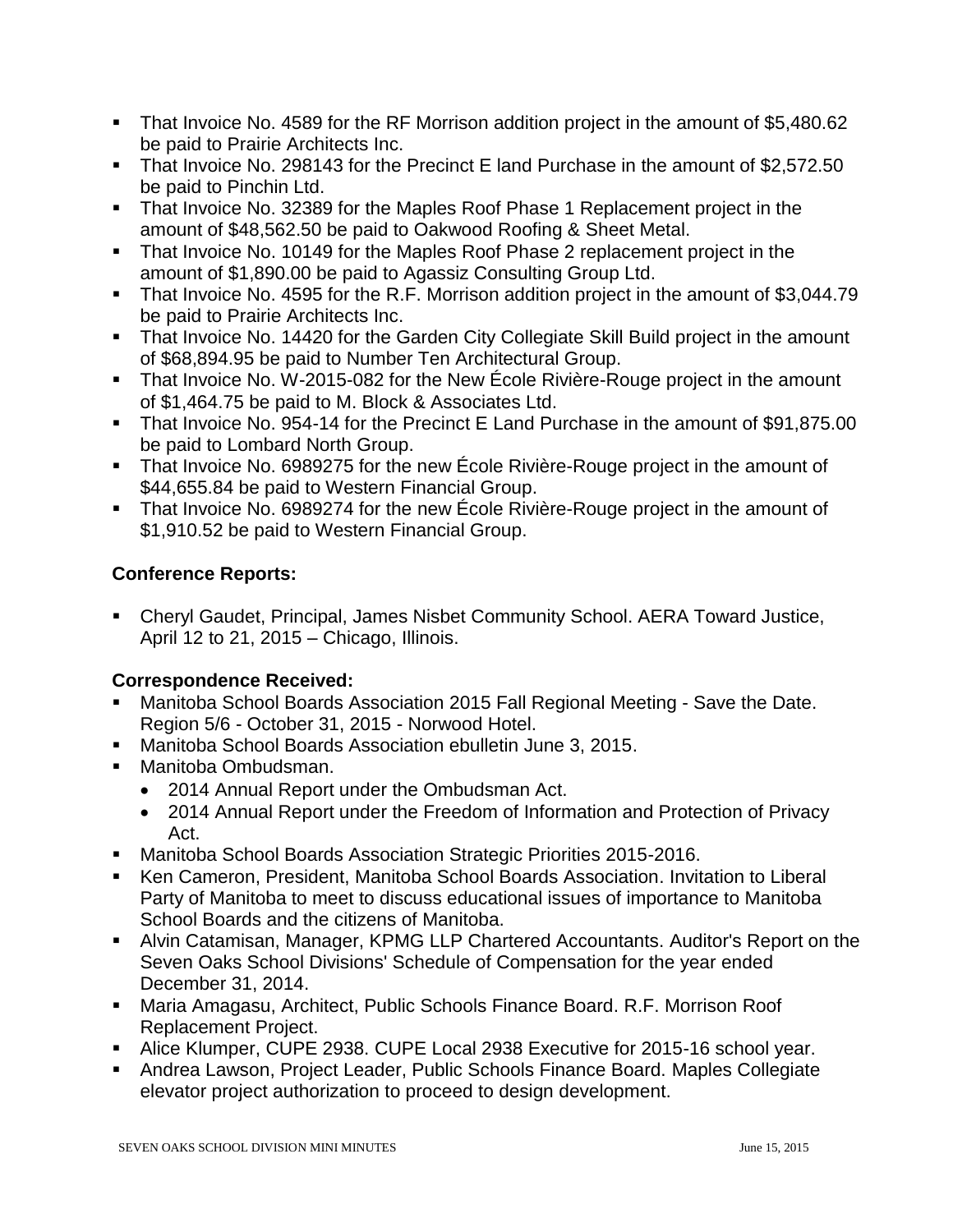- That Invoice No. 4589 for the RF Morrison addition project in the amount of $5,480.62 be paid to Prairie Architects Inc.
- That Invoice No. 298143 for the Precinct E land Purchase in the amount of $2,572.50 be paid to Pinchin Ltd.
- That Invoice No. 32389 for the Maples Roof Phase 1 Replacement project in the amount of $48,562.50 be paid to Oakwood Roofing & Sheet Metal.
- That Invoice No. 10149 for the Maples Roof Phase 2 replacement project in the amount of $1,890.00 be paid to Agassiz Consulting Group Ltd.
- That Invoice No. 4595 for the R.F. Morrison addition project in the amount of $3,044.79 be paid to Prairie Architects Inc.
- That Invoice No. 14420 for the Garden City Collegiate Skill Build project in the amount of $68,894.95 be paid to Number Ten Architectural Group.
- That Invoice No. W-2015-082 for the New École Rivière-Rouge project in the amount of $1,464.75 be paid to M. Block & Associates Ltd.
- That Invoice No. 954-14 for the Precinct E Land Purchase in the amount of $91,875.00 be paid to Lombard North Group.
- That Invoice No. 6989275 for the new École Rivière-Rouge project in the amount of $44,655.84 be paid to Western Financial Group.
- That Invoice No. 6989274 for the new École Rivière-Rouge project in the amount of $1,910.52 be paid to Western Financial Group.

**Conference Reports:**

- Cheryl Gaudet, Principal, James Nisbet Community School. AERA Toward Justice, April 12 to 21, 2015 – Chicago, Illinois.

**Correspondence Received:**

- Manitoba School Boards Association 2015 Fall Regional Meeting - Save the Date. Region 5/6 - October 31, 2015 - Norwood Hotel.
- Manitoba School Boards Association ebulletin June 3, 2015.
- Manitoba Ombudsman.
  - 2014 Annual Report under the Ombudsman Act.
  - 2014 Annual Report under the Freedom of Information and Protection of Privacy Act.
- Manitoba School Boards Association Strategic Priorities 2015-2016.
- Ken Cameron, President, Manitoba School Boards Association. Invitation to Liberal Party of Manitoba to meet to discuss educational issues of importance to Manitoba School Boards and the citizens of Manitoba.
- Alvin Catamisan, Manager, KPMG LLP Chartered Accountants. Auditor's Report on the Seven Oaks School Divisions' Schedule of Compensation for the year ended December 31, 2014.
- Maria Amagasu, Architect, Public Schools Finance Board. R.F. Morrison Roof Replacement Project.
- Alice Klumper, CUPE 2938. CUPE Local 2938 Executive for 2015-16 school year.
- Andrea Lawson, Project Leader, Public Schools Finance Board. Maples Collegiate elevator project authorization to proceed to design development.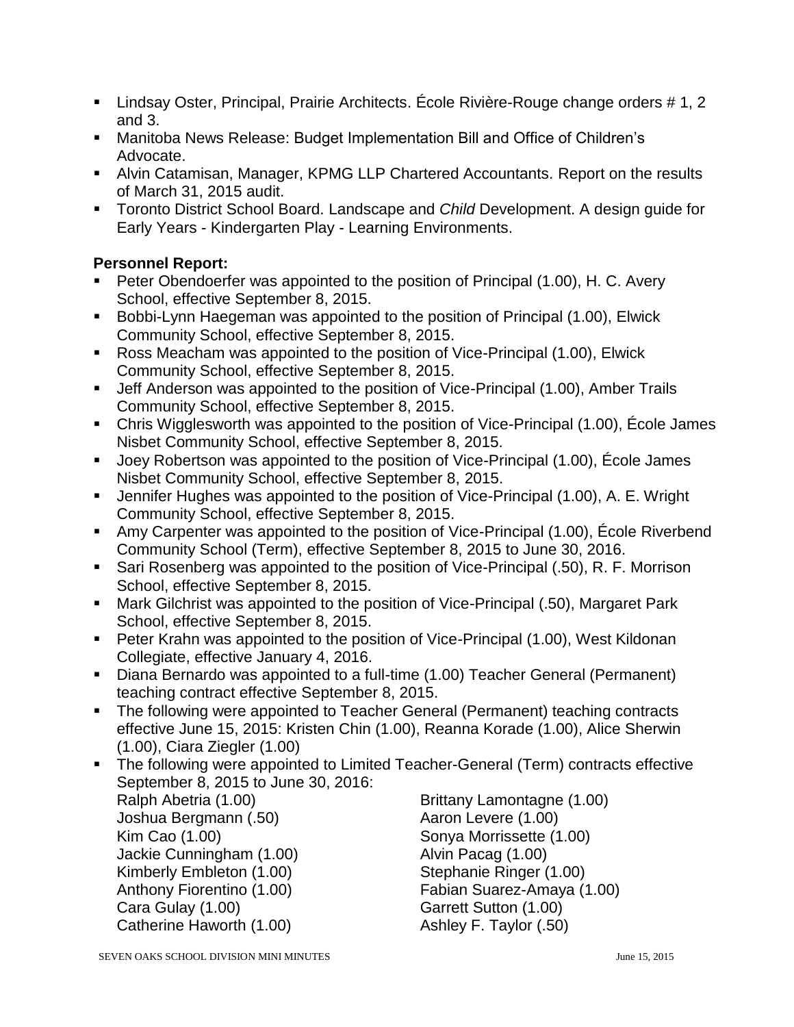- Lindsay Oster, Principal, Prairie Architects. École Rivière-Rouge change orders # 1, 2 and 3.
- Manitoba News Release: Budget Implementation Bill and Office of Children's Advocate.
- Alvin Catamisan, Manager, KPMG LLP Chartered Accountants. Report on the results of March 31, 2015 audit.
- Toronto District School Board. Landscape and *Child* Development. A design guide for Early Years - Kindergarten Play - Learning Environments.

**Personnel Report:**

- Peter Obendoerfer was appointed to the position of Principal (1.00), H. C. Avery School, effective September 8, 2015.
- Bobbi-Lynn Haegeman was appointed to the position of Principal (1.00), Elwick Community School, effective September 8, 2015.
- Ross Meacham was appointed to the position of Vice-Principal (1.00), Elwick Community School, effective September 8, 2015.
- Jeff Anderson was appointed to the position of Vice-Principal (1.00), Amber Trails Community School, effective September 8, 2015.
- Chris Wigglesworth was appointed to the position of Vice-Principal (1.00), École James Nisbet Community School, effective September 8, 2015.
- Joey Robertson was appointed to the position of Vice-Principal (1.00), École James Nisbet Community School, effective September 8, 2015.
- Jennifer Hughes was appointed to the position of Vice-Principal (1.00), A. E. Wright Community School, effective September 8, 2015.
- Amy Carpenter was appointed to the position of Vice-Principal (1.00), École Riverbend Community School (Term), effective September 8, 2015 to June 30, 2016.
- Sari Rosenberg was appointed to the position of Vice-Principal (.50), R. F. Morrison School, effective September 8, 2015.
- Mark Gilchrist was appointed to the position of Vice-Principal (.50), Margaret Park School, effective September 8, 2015.
- Peter Krahn was appointed to the position of Vice-Principal (1.00), West Kildonan Collegiate, effective January 4, 2016.
- Diana Bernardo was appointed to a full-time (1.00) Teacher General (Permanent) teaching contract effective September 8, 2015.
- The following were appointed to Teacher General (Permanent) teaching contracts effective June 15, 2015: Kristen Chin (1.00), Reanna Korade (1.00), Alice Sherwin (1.00), Ciara Ziegler (1.00)
- The following were appointed to Limited Teacher-General (Term) contracts effective September 8, 2015 to June 30, 2016:

  Ralph Abetria (1.00)
  Joshua Bergmann (.50)
  Kim Cao (1.00)
  Jackie Cunningham (1.00)
  Kimberly Embleton (1.00)
  Anthony Fiorentino (1.00)
  Cara Gulay (1.00)
  Catherine Haworth (1.00)
  Brittany Lamontagne (1.00)
  Aaron Levere (1.00)
  Sonya Morrissette (1.00)
  Alvin Pacag (1.00)
  Stephanie Ringer (1.00)
  Fabian Suarez-Amaya (1.00)
  Garrett Sutton (1.00)
  Ashley F. Taylor (.50)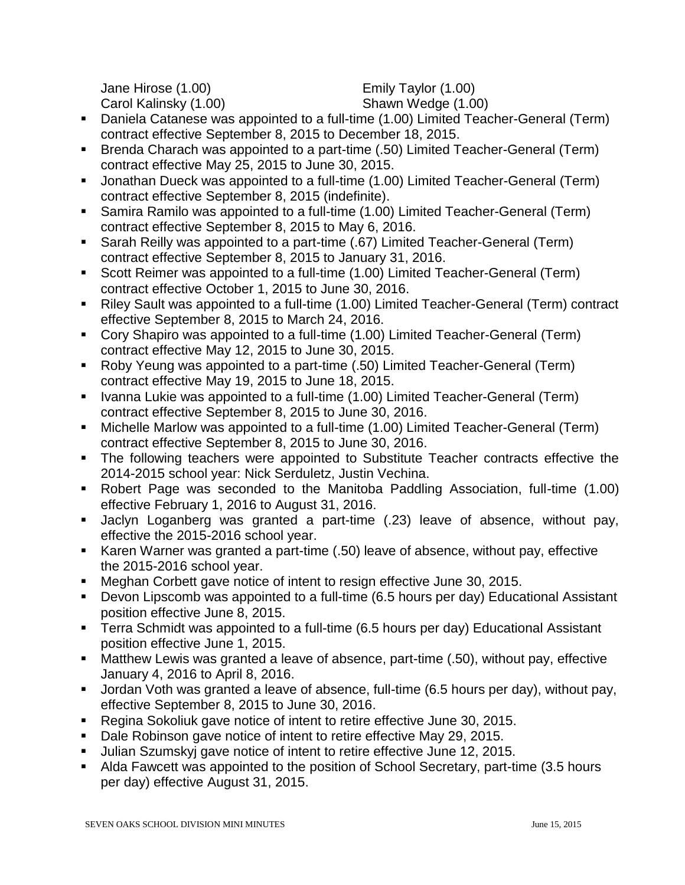Jane Hirose (1.00)
Carol Kalinsky (1.00)
Emily Taylor (1.00)
Shawn Wedge (1.00)

- Daniela Catanese was appointed to a full-time (1.00) Limited Teacher-General (Term) contract effective September 8, 2015 to December 18, 2015.
- Brenda Charach was appointed to a part-time (.50) Limited Teacher-General (Term) contract effective May 25, 2015 to June 30, 2015.
- Jonathan Dueck was appointed to a full-time (1.00) Limited Teacher-General (Term) contract effective September 8, 2015 (indefinite).
- Samira Ramilo was appointed to a full-time (1.00) Limited Teacher-General (Term) contract effective September 8, 2015 to May 6, 2016.
- Sarah Reilly was appointed to a part-time (.67) Limited Teacher-General (Term) contract effective September 8, 2015 to January 31, 2016.
- Scott Reimer was appointed to a full-time (1.00) Limited Teacher-General (Term) contract effective October 1, 2015 to June 30, 2016.
- Riley Sault was appointed to a full-time (1.00) Limited Teacher-General (Term) contract effective September 8, 2015 to March 24, 2016.
- Cory Shapiro was appointed to a full-time (1.00) Limited Teacher-General (Term) contract effective May 12, 2015 to June 30, 2015.
- Roby Yeung was appointed to a part-time (.50) Limited Teacher-General (Term) contract effective May 19, 2015 to June 18, 2015.
- Ivanna Lukie was appointed to a full-time (1.00) Limited Teacher-General (Term) contract effective September 8, 2015 to June 30, 2016.
- Michelle Marlow was appointed to a full-time (1.00) Limited Teacher-General (Term) contract effective September 8, 2015 to June 30, 2016.
- The following teachers were appointed to Substitute Teacher contracts effective the 2014-2015 school year: Nick Serduletz, Justin Vechina.
- Robert Page was seconded to the Manitoba Paddling Association, full-time (1.00) effective February 1, 2016 to August 31, 2016.
- Jaclyn Loganberg was granted a part-time (.23) leave of absence, without pay, effective the 2015-2016 school year.
- Karen Warner was granted a part-time (.50) leave of absence, without pay, effective the 2015-2016 school year.
- Meghan Corbett gave notice of intent to resign effective June 30, 2015.
- Devon Lipscomb was appointed to a full-time (6.5 hours per day) Educational Assistant position effective June 8, 2015.
- Terra Schmidt was appointed to a full-time (6.5 hours per day) Educational Assistant position effective June 1, 2015.
- Matthew Lewis was granted a leave of absence, part-time (.50), without pay, effective January 4, 2016 to April 8, 2016.
- Jordan Voth was granted a leave of absence, full-time (6.5 hours per day), without pay, effective September 8, 2015 to June 30, 2016.
- Regina Sokoliuk gave notice of intent to retire effective June 30, 2015.
- Dale Robinson gave notice of intent to retire effective May 29, 2015.
- Julian Szumskyj gave notice of intent to retire effective June 12, 2015.
- Alda Fawcett was appointed to the position of School Secretary, part-time (3.5 hours per day) effective August 31, 2015.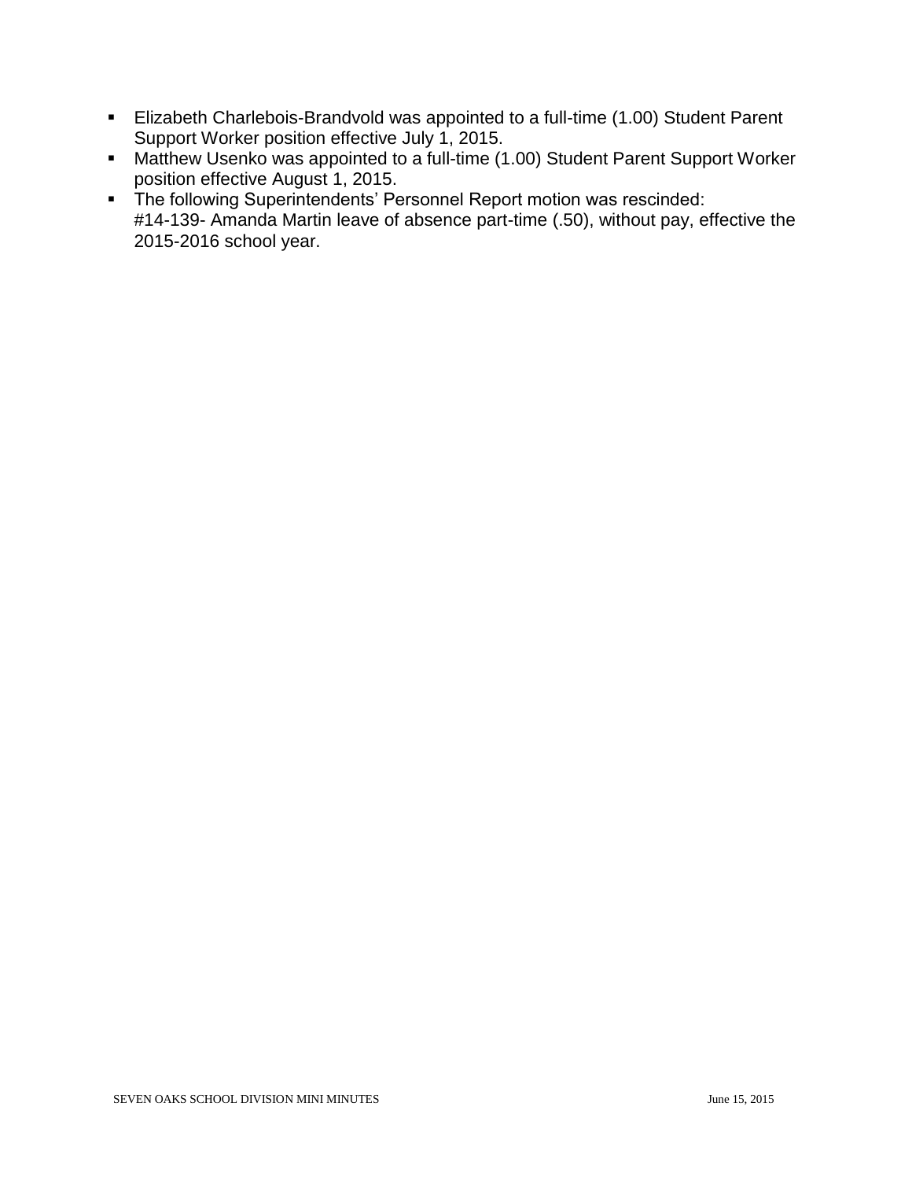- Elizabeth Charlebois-Brandvold was appointed to a full-time (1.00) Student Parent Support Worker position effective July 1, 2015.
- Matthew Usenko was appointed to a full-time (1.00) Student Parent Support Worker position effective August 1, 2015.
- The following Superintendents' Personnel Report motion was rescinded:
  #14-139- Amanda Martin leave of absence part-time (.50), without pay, effective the 2015-2016 school year.